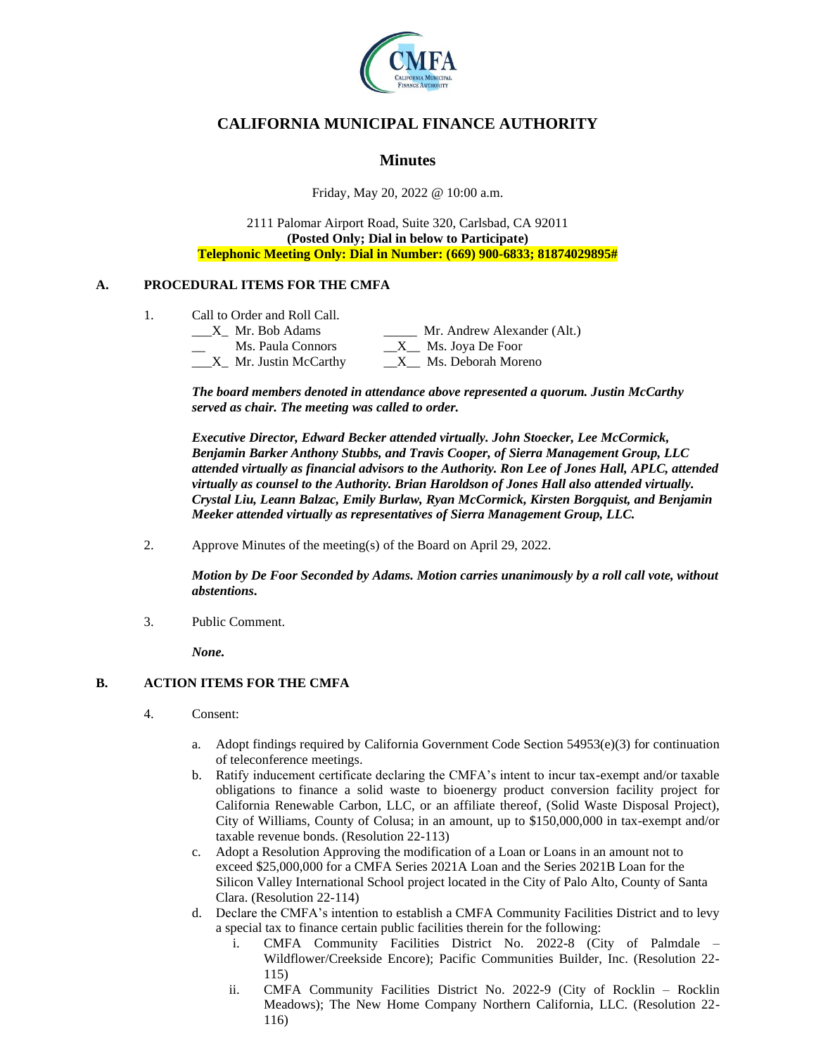# CALIFORNIA MUNICIPAL FINANCE AUTHORITY

## Minutes

Friday, May 20, 2022 @ 10:00 a.m.

2111 Palomar Airport Road, Suite 320, Carlsbad, CA 92011
**(Posted Only; Dial in below to Participate)**
**Telephonic Meeting Only: Dial in Number: (669) 900-6833; 81874029895#**

### A. PROCEDURAL ITEMS FOR THE CMFA

1. Call to Order and Roll Call.

   ___X_ Mr. Bob Adams
   __ Ms. Paula Connors
   ___X_ Mr. Justin McCarthy
   _____ Mr. Andrew Alexander (Alt.)
   __X__ Ms. Joya De Foor
   __X__ Ms. Deborah Moreno

   ***The board members denoted in attendance above represented a quorum. Justin McCarthy served as chair. The meeting was called to order.***

   ***Executive Director, Edward Becker attended virtually. John Stoecker, Lee McCormick, Benjamin Barker Anthony Stubbs, and Travis Cooper, of Sierra Management Group, LLC attended virtually as financial advisors to the Authority. Ron Lee of Jones Hall, APLC, attended virtually as counsel to the Authority. Brian Haroldson of Jones Hall also attended virtually. Crystal Liu, Leann Balzac, Emily Burlaw, Ryan McCormick, Kirsten Borgquist, and Benjamin Meeker attended virtually as representatives of Sierra Management Group, LLC.***

2. Approve Minutes of the meeting(s) of the Board on April 29, 2022.

   ***Motion by De Foor Seconded by Adams. Motion carries unanimously by a roll call vote, without abstentions.***

3. Public Comment.

   ***None.***

### B. ACTION ITEMS FOR THE CMFA

4. Consent:

   a. Adopt findings required by California Government Code Section 54953(e)(3) for continuation of teleconference meetings.
   b. Ratify inducement certificate declaring the CMFA's intent to incur tax-exempt and/or taxable obligations to finance a solid waste to bioenergy product conversion facility project for California Renewable Carbon, LLC, or an affiliate thereof, (Solid Waste Disposal Project), City of Williams, County of Colusa; in an amount, up to $150,000,000 in tax-exempt and/or taxable revenue bonds. (Resolution 22-113)
   c. Adopt a Resolution Approving the modification of a Loan or Loans in an amount not to exceed $25,000,000 for a CMFA Series 2021A Loan and the Series 2021B Loan for the Silicon Valley International School project located in the City of Palo Alto, County of Santa Clara. (Resolution 22-114)
   d. Declare the CMFA's intention to establish a CMFA Community Facilities District and to levy a special tax to finance certain public facilities therein for the following:
      i. CMFA Community Facilities District No. 2022-8 (City of Palmdale – Wildflower/Creekside Encore); Pacific Communities Builder, Inc. (Resolution 22-115)
      ii. CMFA Community Facilities District No. 2022-9 (City of Rocklin – Rocklin Meadows); The New Home Company Northern California, LLC. (Resolution 22-116)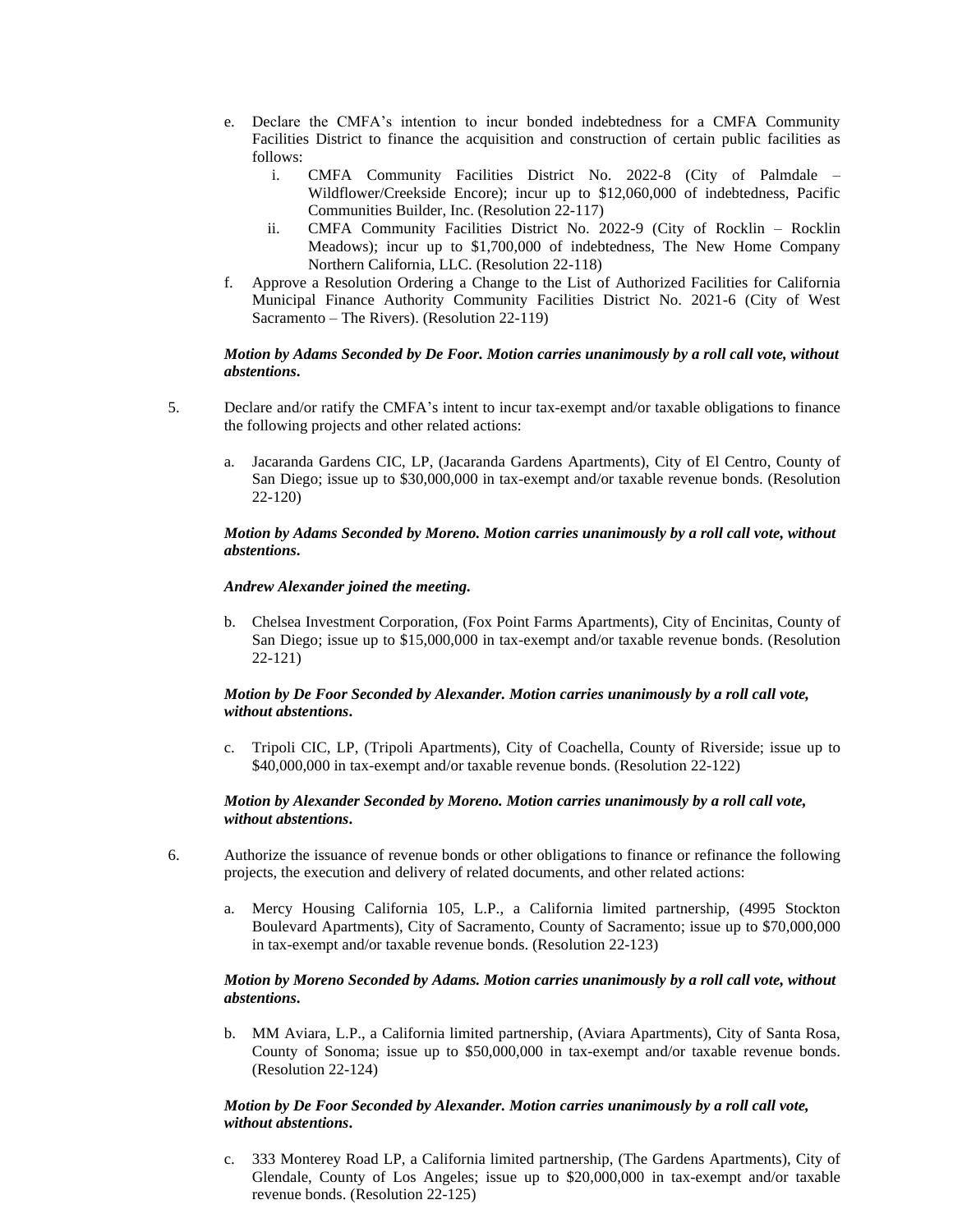e. Declare the CMFA's intention to incur bonded indebtedness for a CMFA Community Facilities District to finance the acquisition and construction of certain public facilities as follows:
   i. CMFA Community Facilities District No. 2022-8 (City of Palmdale – Wildflower/Creekside Encore); incur up to $12,060,000 of indebtedness, Pacific Communities Builder, Inc. (Resolution 22-117)
   ii. CMFA Community Facilities District No. 2022-9 (City of Rocklin – Rocklin Meadows); incur up to $1,700,000 of indebtedness, The New Home Company Northern California, LLC. (Resolution 22-118)

f. Approve a Resolution Ordering a Change to the List of Authorized Facilities for California Municipal Finance Authority Community Facilities District No. 2021-6 (City of West Sacramento – The Rivers). (Resolution 22-119)

***Motion by Adams Seconded by De Foor. Motion carries unanimously by a roll call vote, without abstentions.***

5. Declare and/or ratify the CMFA's intent to incur tax-exempt and/or taxable obligations to finance the following projects and other related actions:

   a. Jacaranda Gardens CIC, LP, (Jacaranda Gardens Apartments), City of El Centro, County of San Diego; issue up to $30,000,000 in tax-exempt and/or taxable revenue bonds. (Resolution 22-120)

   ***Motion by Adams Seconded by Moreno. Motion carries unanimously by a roll call vote, without abstentions.***

   ***Andrew Alexander joined the meeting.***

   b. Chelsea Investment Corporation, (Fox Point Farms Apartments), City of Encinitas, County of San Diego; issue up to $15,000,000 in tax-exempt and/or taxable revenue bonds. (Resolution 22-121)

   ***Motion by De Foor Seconded by Alexander. Motion carries unanimously by a roll call vote, without abstentions.***

   c. Tripoli CIC, LP, (Tripoli Apartments), City of Coachella, County of Riverside; issue up to $40,000,000 in tax-exempt and/or taxable revenue bonds. (Resolution 22-122)

   ***Motion by Alexander Seconded by Moreno. Motion carries unanimously by a roll call vote, without abstentions.***

6. Authorize the issuance of revenue bonds or other obligations to finance or refinance the following projects, the execution and delivery of related documents, and other related actions:

   a. Mercy Housing California 105, L.P., a California limited partnership, (4995 Stockton Boulevard Apartments), City of Sacramento, County of Sacramento; issue up to $70,000,000 in tax-exempt and/or taxable revenue bonds. (Resolution 22-123)

   ***Motion by Moreno Seconded by Adams. Motion carries unanimously by a roll call vote, without abstentions.***

   b. MM Aviara, L.P., a California limited partnership, (Aviara Apartments), City of Santa Rosa, County of Sonoma; issue up to $50,000,000 in tax-exempt and/or taxable revenue bonds. (Resolution 22-124)

   ***Motion by De Foor Seconded by Alexander. Motion carries unanimously by a roll call vote, without abstentions.***

   c. 333 Monterey Road LP, a California limited partnership, (The Gardens Apartments), City of Glendale, County of Los Angeles; issue up to $20,000,000 in tax-exempt and/or taxable revenue bonds. (Resolution 22-125)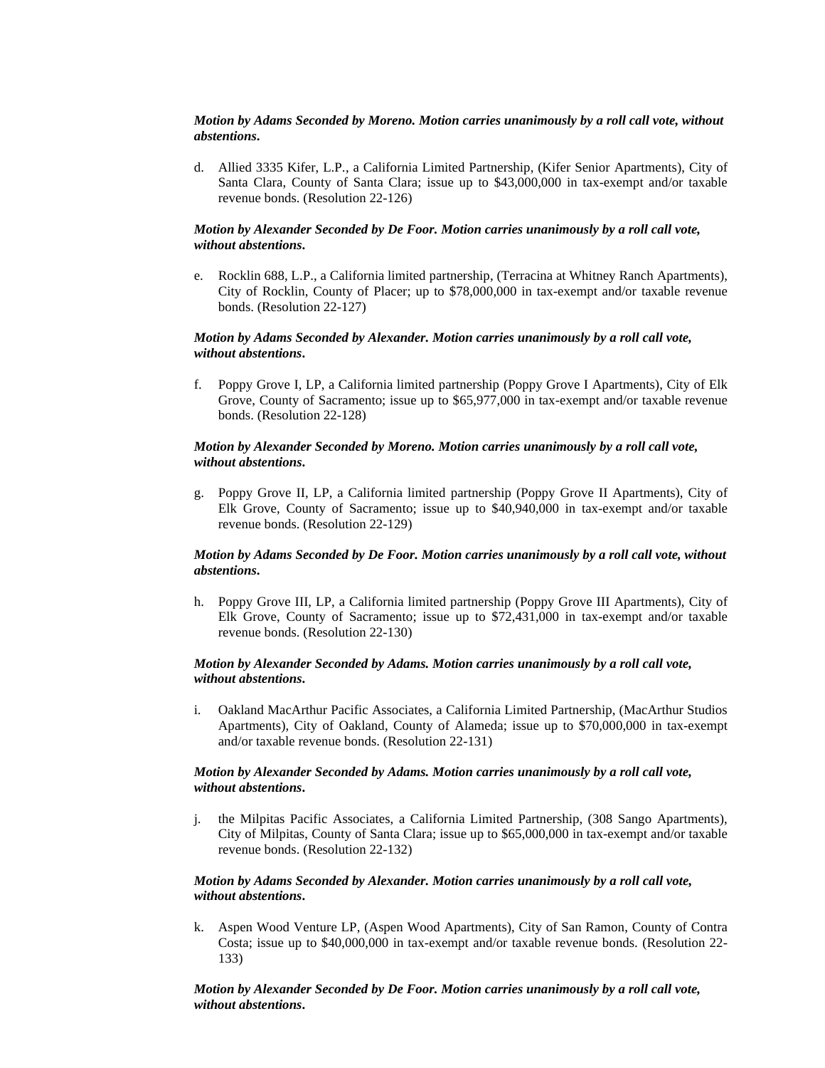***Motion by Adams Seconded by Moreno. Motion carries unanimously by a roll call vote, without abstentions.***

d. Allied 3335 Kifer, L.P., a California Limited Partnership, (Kifer Senior Apartments), City of Santa Clara, County of Santa Clara; issue up to $43,000,000 in tax-exempt and/or taxable revenue bonds. (Resolution 22-126)

***Motion by Alexander Seconded by De Foor. Motion carries unanimously by a roll call vote, without abstentions.***

e. Rocklin 688, L.P., a California limited partnership, (Terracina at Whitney Ranch Apartments), City of Rocklin, County of Placer; up to $78,000,000 in tax-exempt and/or taxable revenue bonds. (Resolution 22-127)

***Motion by Adams Seconded by Alexander. Motion carries unanimously by a roll call vote, without abstentions.***

f. Poppy Grove I, LP, a California limited partnership (Poppy Grove I Apartments), City of Elk Grove, County of Sacramento; issue up to $65,977,000 in tax-exempt and/or taxable revenue bonds. (Resolution 22-128)

***Motion by Alexander Seconded by Moreno. Motion carries unanimously by a roll call vote, without abstentions.***

g. Poppy Grove II, LP, a California limited partnership (Poppy Grove II Apartments), City of Elk Grove, County of Sacramento; issue up to $40,940,000 in tax-exempt and/or taxable revenue bonds. (Resolution 22-129)

***Motion by Adams Seconded by De Foor. Motion carries unanimously by a roll call vote, without abstentions.***

h. Poppy Grove III, LP, a California limited partnership (Poppy Grove III Apartments), City of Elk Grove, County of Sacramento; issue up to $72,431,000 in tax-exempt and/or taxable revenue bonds. (Resolution 22-130)

***Motion by Alexander Seconded by Adams. Motion carries unanimously by a roll call vote, without abstentions.***

i. Oakland MacArthur Pacific Associates, a California Limited Partnership, (MacArthur Studios Apartments), City of Oakland, County of Alameda; issue up to $70,000,000 in tax-exempt and/or taxable revenue bonds. (Resolution 22-131)

***Motion by Alexander Seconded by Adams. Motion carries unanimously by a roll call vote, without abstentions.***

j. the Milpitas Pacific Associates, a California Limited Partnership, (308 Sango Apartments), City of Milpitas, County of Santa Clara; issue up to $65,000,000 in tax-exempt and/or taxable revenue bonds. (Resolution 22-132)

***Motion by Adams Seconded by Alexander. Motion carries unanimously by a roll call vote, without abstentions.***

k. Aspen Wood Venture LP, (Aspen Wood Apartments), City of San Ramon, County of Contra Costa; issue up to $40,000,000 in tax-exempt and/or taxable revenue bonds. (Resolution 22-133)

***Motion by Alexander Seconded by De Foor. Motion carries unanimously by a roll call vote, without abstentions.***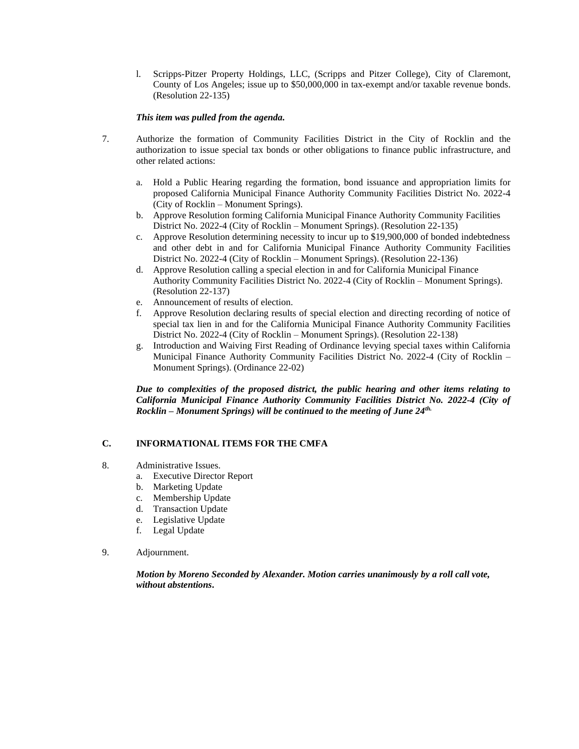l. Scripps-Pitzer Property Holdings, LLC, (Scripps and Pitzer College), City of Claremont, County of Los Angeles; issue up to $50,000,000 in tax-exempt and/or taxable revenue bonds. (Resolution 22-135)

***This item was pulled from the agenda.***

7. Authorize the formation of Community Facilities District in the City of Rocklin and the authorization to issue special tax bonds or other obligations to finance public infrastructure, and other related actions:

   a. Hold a Public Hearing regarding the formation, bond issuance and appropriation limits for proposed California Municipal Finance Authority Community Facilities District No. 2022-4 (City of Rocklin – Monument Springs).
   b. Approve Resolution forming California Municipal Finance Authority Community Facilities District No. 2022-4 (City of Rocklin – Monument Springs). (Resolution 22-135)
   c. Approve Resolution determining necessity to incur up to $19,900,000 of bonded indebtedness and other debt in and for California Municipal Finance Authority Community Facilities District No. 2022-4 (City of Rocklin – Monument Springs). (Resolution 22-136)
   d. Approve Resolution calling a special election in and for California Municipal Finance Authority Community Facilities District No. 2022-4 (City of Rocklin – Monument Springs). (Resolution 22-137)
   e. Announcement of results of election.
   f. Approve Resolution declaring results of special election and directing recording of notice of special tax lien in and for the California Municipal Finance Authority Community Facilities District No. 2022-4 (City of Rocklin – Monument Springs). (Resolution 22-138)
   g. Introduction and Waiving First Reading of Ordinance levying special taxes within California Municipal Finance Authority Community Facilities District No. 2022-4 (City of Rocklin – Monument Springs). (Ordinance 22-02)

***Due to complexities of the proposed district, the public hearing and other items relating to California Municipal Finance Authority Community Facilities District No. 2022-4 (City of Rocklin – Monument Springs) will be continued to the meeting of June 24th.***

## C. INFORMATIONAL ITEMS FOR THE CMFA

8. Administrative Issues.
   a. Executive Director Report
   b. Marketing Update
   c. Membership Update
   d. Transaction Update
   e. Legislative Update
   f. Legal Update

9. Adjournment.

***Motion by Moreno Seconded by Alexander. Motion carries unanimously by a roll call vote, without abstentions.***